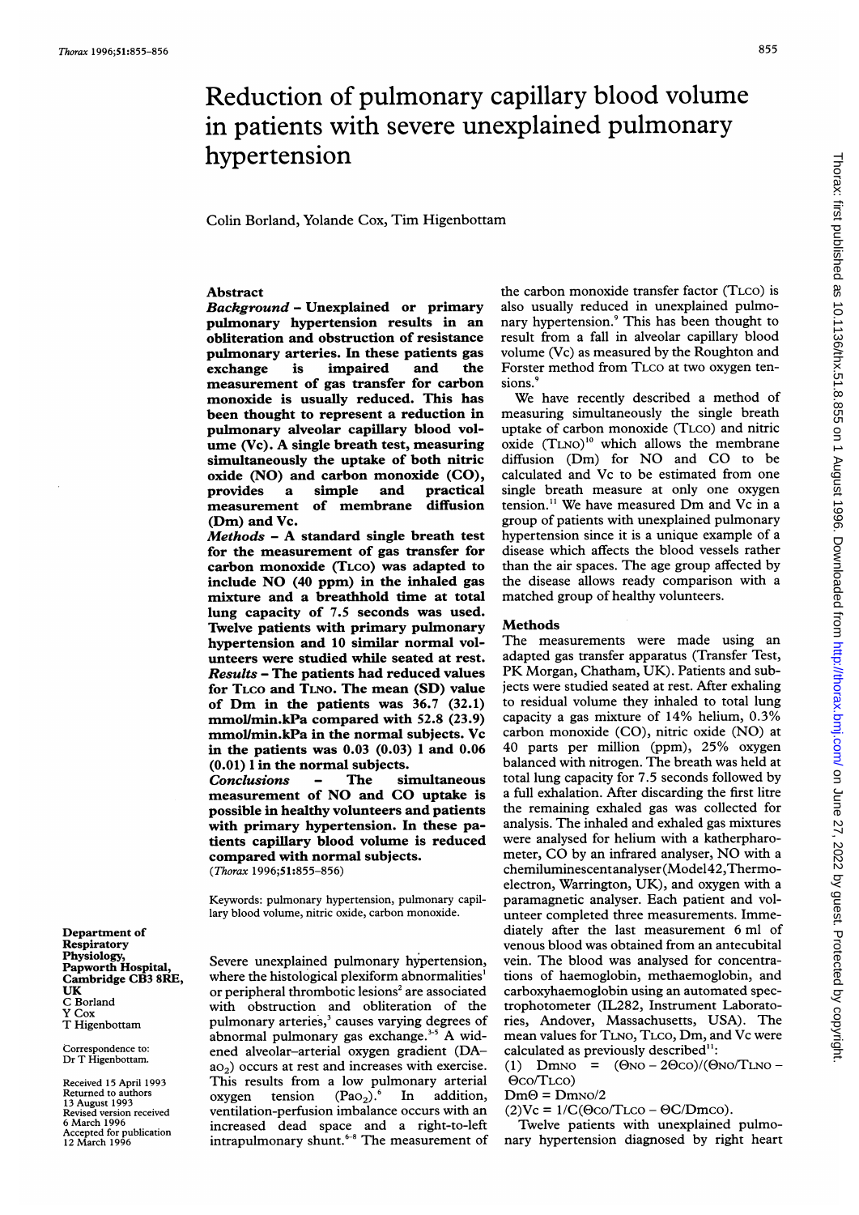# Reduction of pulmonary capillary blood volume in patients with severe unexplained pulmonary hypertension

Colin Borland, Yolande Cox, Tim Higenbottam

## Abstract

***Background*** **– Unexplained or primary pulmonary hypertension results in an obliteration and obstruction of resistance pulmonary arteries. In these patients gas exchange is impaired and the measurement of gas transfer for carbon monoxide is usually reduced. This has been thought to represent a reduction in pulmonary alveolar capillary blood volume (Vc). A single breath test, measuring simultaneously the uptake of both nitric oxide (NO) and carbon monoxide (CO), provides a simple and practical measurement of membrane diffusion (Dm) and Vc.**

***Methods*** **– A standard single breath test for the measurement of gas transfer for carbon monoxide ($T_{LCO}$) was adapted to include NO (40 ppm) in the inhaled gas mixture and a breathhold time at total lung capacity of 7.5 seconds was used. Twelve patients with primary pulmonary hypertension and 10 similar normal volunteers were studied while seated at rest.**

***Results*** **– The patients had reduced values for $T_{LCO}$ and $T_{LNO}$. The mean (SD) value of Dm in the patients was 36.7 (32.1) mmol/min.kPa compared with 52.8 (23.9) mmol/min.kPa in the normal subjects. Vc in the patients was 0.03 (0.03) l and 0.06 (0.01) l in the normal subjects.**

***Conclusions*** **– The simultaneous measurement of NO and CO uptake is possible in healthy volunteers and patients with primary hypertension. In these patients capillary blood volume is reduced compared with normal subjects.**

(*Thorax* 1996;51:855–856)

Keywords: pulmonary hypertension, pulmonary capillary blood volume, nitric oxide, carbon monoxide.

Department of Respiratory Physiology, Papworth Hospital, Cambridge CB3 8RE, UK
C Borland
Y Cox
T Higenbottam

Correspondence to: Dr T Higenbottam.

Received 15 April 1993
Returned to authors 13 August 1993
Revised version received 6 March 1996
Accepted for publication 12 March 1996

Severe unexplained pulmonary hypertension, where the histological plexiform abnormalities[1] or peripheral thrombotic lesions[2] are associated with obstruction and obliteration of the pulmonary arteries,[3] causes varying degrees of abnormal pulmonary gas exchange.[3-5] A widened alveolar–arterial oxygen gradient ($D_{A-aO_2}$) occurs at rest and increases with exercise. This results from a low pulmonary arterial oxygen tension ($PaO_2$).[6] In addition, ventilation-perfusion imbalance occurs with an increased dead space and a right-to-left intrapulmonary shunt.[6-8] The measurement of the carbon monoxide transfer factor ($T_{LCO}$) is also usually reduced in unexplained pulmonary hypertension.[9] This has been thought to result from a fall in alveolar capillary blood volume (Vc) as measured by the Roughton and Forster method from $T_{LCO}$ at two oxygen tensions.[9]

We have recently described a method of measuring simultaneously the single breath uptake of carbon monoxide ($T_{LCO}$) and nitric oxide ($T_{LNO}$)[10] which allows the membrane diffusion (Dm) for NO and CO to be calculated and Vc to be estimated from one single breath measure at only one oxygen tension.[11] We have measured Dm and Vc in a group of patients with unexplained pulmonary hypertension since it is a unique example of a disease which affects the blood vessels rather than the air spaces. The age group affected by the disease allows ready comparison with a matched group of healthy volunteers.

## Methods

The measurements were made using an adapted gas transfer apparatus (Transfer Test, PK Morgan, Chatham, UK). Patients and subjects were studied seated at rest. After exhaling to residual volume they inhaled to total lung capacity a gas mixture of 14% helium, 0.3% carbon monoxide (CO), nitric oxide (NO) at 40 parts per million (ppm), 25% oxygen balanced with nitrogen. The breath was held at total lung capacity for 7.5 seconds followed by a full exhalation. After discarding the first litre the remaining exhaled gas was collected for analysis. The inhaled and exhaled gas mixtures were analysed for helium with a katherpharometer, CO by an infrared analyser, NO with a chemiluminescent analyser (Model42, Thermoelectron, Warrington, UK), and oxygen with a paramagnetic analyser. Each patient and volunteer completed three measurements. Immediately after the last measurement 6 ml of venous blood was obtained from an antecubital vein. The blood was analysed for concentrations of haemoglobin, methaemoglobin, and carboxyhaemoglobin using an automated spectrophotometer (IL282, Instrument Laboratories, Andover, Massachusetts, USA). The mean values for $T_{LNO}$, $T_{LCO}$, Dm, and Vc were calculated as previously described[11]:

(1) $Dm_{NO} = (\Theta_{NO} - 2\Theta_{CO})/(\Theta_{NO}/T_{LNO} - \Theta_{CO}/T_{LCO})$

$Dm\Theta = Dm_{NO}/2$

(2) $Vc = 1/C(\Theta_{CO}/T_{LCO} - \Theta C/Dm_{CO})$.

Twelve patients with unexplained pulmonary hypertension diagnosed by right heart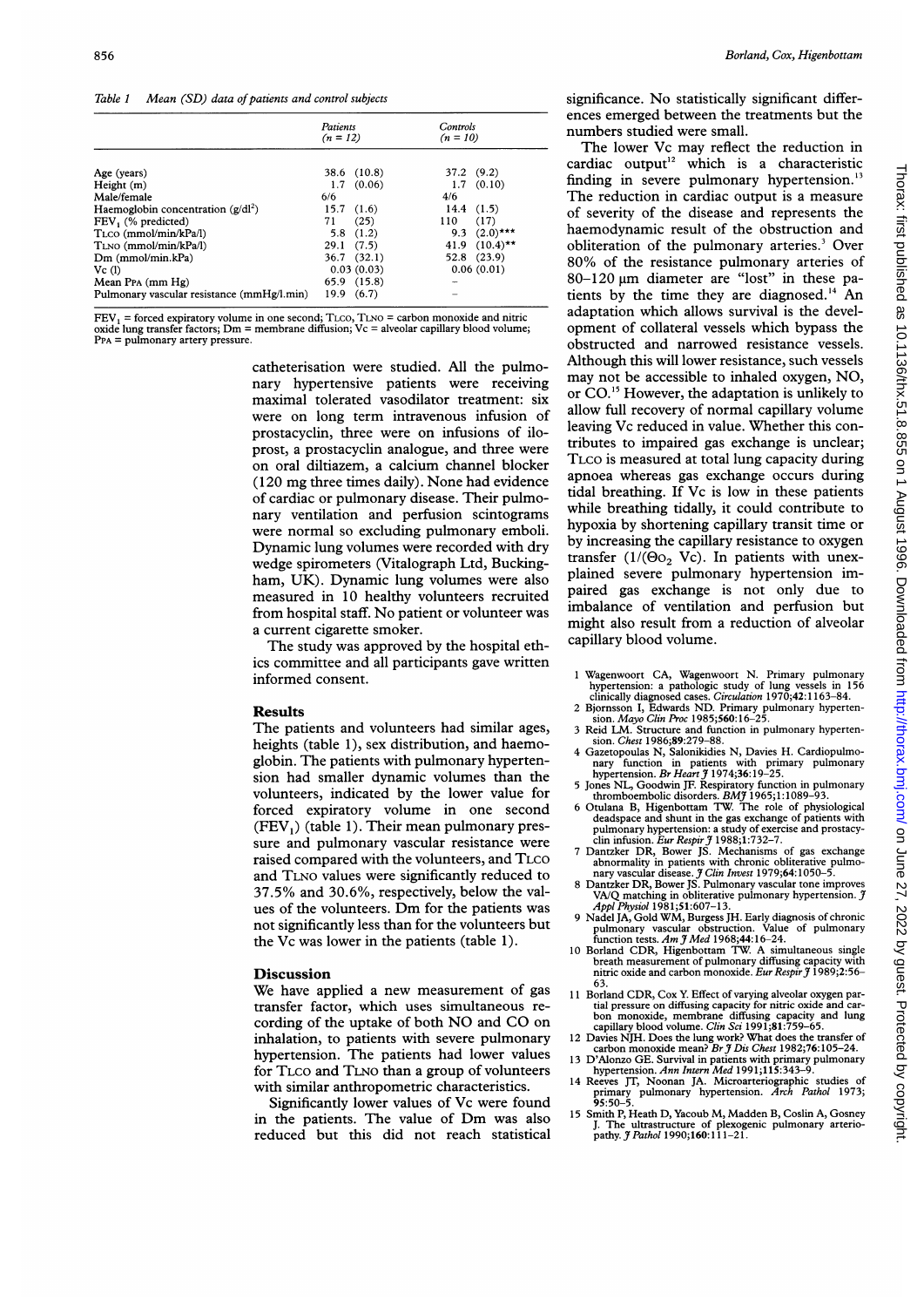Table 1 Mean (SD) data of patients and control subjects

| | Patients (n = 12) | Controls (n = 10) |
|---|---|---|
| Age (years) | 38.6 (10.8) | 37.2 (9.2) |
| Height (m) | 1.7 (0.06) | 1.7 (0.10) |
| Male/female | 6/6 | 4/6 |
| Haemoglobin concentration (g/dl[2]) | 15.7 (1.6) | 14.4 (1.5) |
| $FEV_1$ (% predicted) | 71 (25) | 110 (17) |
| $T_{LCO}$ (mmol/min/kPa/l) | 5.8 (1.2) | 9.3 (2.0)*** |
| $T_{LNO}$ (mmol/min/kPa/l) | 29.1 (7.5) | 41.9 (10.4)** |
| Dm (mmol/min.kPa) | 36.7 (32.1) | 52.8 (23.9) |
| Vc (l) | 0.03 (0.03) | 0.06 (0.01) |
| Mean $P_{PA}$ (mm Hg) | 65.9 (15.8) | – |
| Pulmonary vascular resistance (mmHg/l.min) | 19.9 (6.7) | – |

$FEV_1$ = forced expiratory volume in one second; $T_{LCO}$, $T_{LNO}$ = carbon monoxide and nitric oxide lung transfer factors; Dm = membrane diffusion; Vc = alveolar capillary blood volume; $P_{PA}$ = pulmonary artery pressure.

catheterisation were studied. All the pulmonary hypertensive patients were receiving maximal tolerated vasodilator treatment: six were on long term intravenous infusion of prostacyclin, three were on infusions of iloprost, a prostacyclin analogue, and three were on oral diltiazem, a calcium channel blocker (120 mg three times daily). None had evidence of cardiac or pulmonary disease. Their pulmonary ventilation and perfusion scintograms were normal so excluding pulmonary emboli. Dynamic lung volumes were recorded with dry wedge spirometers (Vitalograph Ltd, Buckingham, UK). Dynamic lung volumes were also measured in 10 healthy volunteers recruited from hospital staff. No patient or volunteer was a current cigarette smoker.

The study was approved by the hospital ethics committee and all participants gave written informed consent.

## Results

The patients and volunteers had similar ages, heights (table 1), sex distribution, and haemoglobin. The patients with pulmonary hypertension had smaller dynamic volumes than the volunteers, indicated by the lower value for forced expiratory volume in one second ($FEV_1$) (table 1). Their mean pulmonary pressure and pulmonary vascular resistance were raised compared with the volunteers, and $T_{LCO}$ and $T_{LNO}$ values were significantly reduced to 37.5% and 30.6%, respectively, below the values of the volunteers. Dm for the patients was not significantly less than for the volunteers but the Vc was lower in the patients (table 1).

## Discussion

We have applied a new measurement of gas transfer factor, which uses simultaneous recording of the uptake of both NO and CO on inhalation, to patients with severe pulmonary hypertension. The patients had lower values for $T_{LCO}$ and $T_{LNO}$ than a group of volunteers with similar anthropometric characteristics.

Significantly lower values of Vc were found in the patients. The value of Dm was also reduced but this did not reach statistical significance. No statistically significant differences emerged between the treatments but the numbers studied were small.

The lower Vc may reflect the reduction in cardiac output[12] which is a characteristic finding in severe pulmonary hypertension.[13] The reduction in cardiac output is a measure of severity of the disease and represents the haemodynamic result of the obstruction and obliteration of the pulmonary arteries.[3] Over 80% of the resistance pulmonary arteries of 80–120 μm diameter are "lost" in these patients by the time they are diagnosed.[14] An adaptation which allows survival is the development of collateral vessels which bypass the obstructed and narrowed resistance vessels. Although this will lower resistance, such vessels may not be accessible to inhaled oxygen, NO, or CO.[15] However, the adaptation is unlikely to allow full recovery of normal capillary volume leaving Vc reduced in value. Whether this contributes to impaired gas exchange is unclear; $T_{LCO}$ is measured at total lung capacity during apnoea whereas gas exchange occurs during tidal breathing. If Vc is low in these patients while breathing tidally, it could contribute to hypoxia by shortening capillary transit time or by increasing the capillary resistance to oxygen transfer ($1/(\Theta_{O_2}\ Vc)$). In patients with unexplained severe pulmonary hypertension impaired gas exchange is not only due to imbalance of ventilation and perfusion but might also result from a reduction of alveolar capillary blood volume.

1. Wagenwoort CA, Wagenwoort N. Primary pulmonary hypertension: a pathologic study of lung vessels in 156 clinically diagnosed cases. *Circulation* 1970;42:1163–84.
2. Bjornsson I, Edwards ND. Primary pulmonary hypertension. *Mayo Clin Proc* 1985;560:16–25.
3. Reid LM. Structure and function in pulmonary hypertension. *Chest* 1986;89:279–88.
4. Gazetopoulas N, Salonikidies N, Davies H. Cardiopulmonary function in patients with primary pulmonary hypertension. *Br Heart J* 1974;36:19–25.
5. Jones NL, Goodwin JF. Respiratory function in pulmonary thromboembolic disorders. *BMJ* 1965;1:1089–93.
6. Otulana B, Higenbottam TW. The role of physiological deadspace and shunt in the gas exchange of patients with pulmonary hypertension: a study of exercise and prostacyclin infusion. *Eur Respir J* 1988;1:732–7.
7. Dantzker DR, Bower JS. Mechanisms of gas exchange abnormality in patients with chronic obliterative pulmonary vascular disease. *J Clin Invest* 1979;64:1050–5.
8. Dantzker DR, Bower JS. Pulmonary vascular tone improves VA/Q matching in obliterative pulmonary hypertension. *J Appl Physiol* 1981;51:607–13.
9. Nadel JA, Gold WM, Burgess JH. Early diagnosis of chronic pulmonary vascular obstruction. Value of pulmonary function tests. *Am J Med* 1968;44:16–24.
10. Borland CDR, Higenbottam TW. A simultaneous single breath measurement of pulmonary diffusing capacity with nitric oxide and carbon monoxide. *Eur Respir J* 1989;2:56–63.
11. Borland CDR, Cox Y. Effect of varying alveolar oxygen partial pressure on diffusing capacity for nitric oxide and carbon monoxide, membrane diffusing capacity and lung capillary blood volume. *Clin Sci* 1991;81:759–65.
12. Davies NJH. Does the lung work? What does the transfer of carbon monoxide mean? *Br J Dis Chest* 1982;76:105–24.
13. D'Alonzo GE. Survival in patients with primary pulmonary hypertension. *Ann Intern Med* 1991;115:343–9.
14. Reeves JT, Noonan JA. Microarteriographic studies of primary pulmonary hypertension. *Arch Pathol* 1973; 95:50–5.
15. Smith P, Heath D, Yacoub M, Madden B, Coslin A, Gosney J. The ultrastructure of plexogenic pulmonary arteriopathy. *J Pathol* 1990;160:111–21.